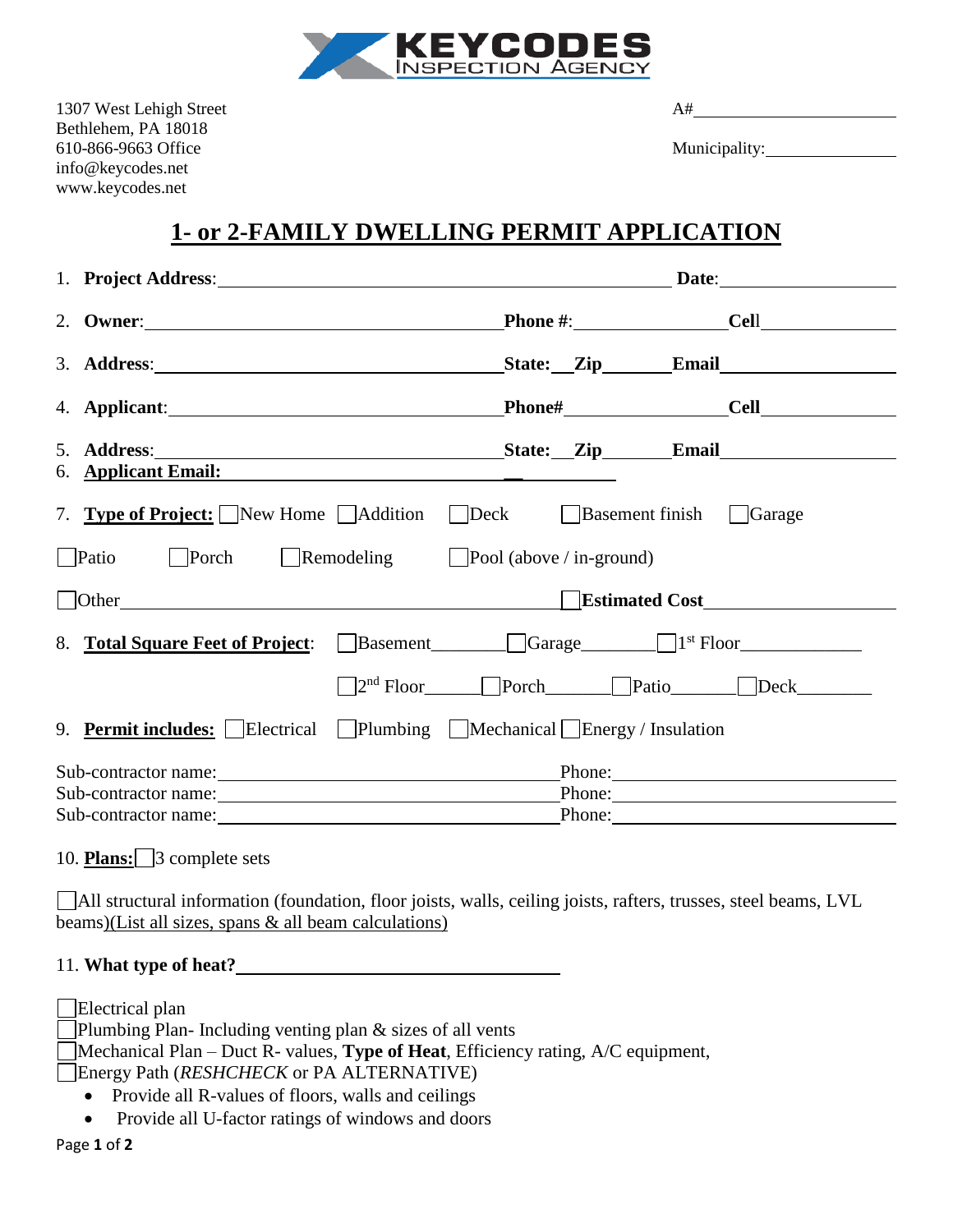KEYCODES INSPECTION AGENCY

1307 West Lehigh Street
Bethlehem, PA 18018
610-866-9663 Office
info@keycodes.net
www.keycodes.net

A#\_\_\_\_\_\_\_\_\_\_\_\_\_\_\_\_\_\_\_\_

Municipality:\_\_\_\_\_\_\_\_\_\_\_\_\_\_\_

# 1- or 2-FAMILY DWELLING PERMIT APPLICATION

1. **Project Address**:\_\_\_\_\_\_\_\_\_\_\_\_\_\_\_\_\_\_\_\_\_\_\_\_\_\_\_\_\_\_\_\_\_\_\_\_\_\_\_\_ **Date**:\_\_\_\_\_\_\_\_\_\_\_\_\_\_\_\_
2. **Owner**:\_\_\_\_\_\_\_\_\_\_\_\_\_\_\_\_\_\_\_\_\_\_\_\_\_\_\_\_\_\_\_\_ **Phone #**:\_\_\_\_\_\_\_\_\_\_\_\_\_\_ **Cell**\_\_\_\_\_\_\_\_\_\_\_\_\_\_
3. **Address**:\_\_\_\_\_\_\_\_\_\_\_\_\_\_\_\_\_\_\_\_\_\_\_\_\_\_\_\_\_\_\_\_ **State:**\_\_\_**Zip**\_\_\_\_\_\_\_ **Email**\_\_\_\_\_\_\_\_\_\_\_\_\_\_\_\_
4. **Applicant**:\_\_\_\_\_\_\_\_\_\_\_\_\_\_\_\_\_\_\_\_\_\_\_\_\_\_\_\_\_\_ **Phone#**\_\_\_\_\_\_\_\_\_\_\_\_\_\_\_ **Cell**\_\_\_\_\_\_\_\_\_\_\_\_\_\_
5. **Address**:\_\_\_\_\_\_\_\_\_\_\_\_\_\_\_\_\_\_\_\_\_\_\_\_\_\_\_\_\_\_\_\_ **State:**\_\_\_**Zip**\_\_\_\_\_\_\_ **Email**\_\_\_\_\_\_\_\_\_\_\_\_\_\_\_\_
6. **Applicant Email:**\_\_\_\_\_\_\_\_\_\_\_\_\_\_\_\_\_\_\_\_\_\_\_\_\_\_\_\_\_\_\_\_\_\_\_\_\_\_\_
7. **Type of Project:** ☐ New Home ☐ Addition ☐ Deck ☐ Basement finish ☐ Garage

☐ Patio ☐ Porch ☐ Remodeling ☐ Pool (above / in-ground)

☐ Other\_\_\_\_\_\_\_\_\_\_\_\_\_\_\_\_\_\_\_\_\_\_\_\_\_\_\_\_\_\_\_\_\_\_\_\_\_\_ ☐ **Estimated Cost**\_\_\_\_\_\_\_\_\_\_\_\_\_\_\_\_\_\_

8. **Total Square Feet of Project**: ☐ Basement\_\_\_\_\_\_\_ ☐ Garage\_\_\_\_\_\_\_ ☐ 1st Floor\_\_\_\_\_\_\_\_\_\_\_

☐ 2nd Floor\_\_\_\_\_ ☐ Porch\_\_\_\_\_\_ ☐ Patio\_\_\_\_\_\_ ☐ Deck\_\_\_\_\_\_\_

9. **Permit includes:** ☐ Electrical ☐ Plumbing ☐ Mechanical ☐ Energy / Insulation

Sub-contractor name:\_\_\_\_\_\_\_\_\_\_\_\_\_\_\_\_\_\_\_\_\_\_\_\_\_\_\_\_\_\_\_\_ Phone:\_\_\_\_\_\_\_\_\_\_\_\_\_\_\_\_\_\_\_\_\_\_\_\_\_\_\_\_
Sub-contractor name:\_\_\_\_\_\_\_\_\_\_\_\_\_\_\_\_\_\_\_\_\_\_\_\_\_\_\_\_\_\_\_\_ Phone:\_\_\_\_\_\_\_\_\_\_\_\_\_\_\_\_\_\_\_\_\_\_\_\_\_\_\_\_
Sub-contractor name:\_\_\_\_\_\_\_\_\_\_\_\_\_\_\_\_\_\_\_\_\_\_\_\_\_\_\_\_\_\_\_\_ Phone:\_\_\_\_\_\_\_\_\_\_\_\_\_\_\_\_\_\_\_\_\_\_\_\_\_\_\_\_

10. **Plans:** ☐ 3 complete sets

☐ All structural information (foundation, floor joists, walls, ceiling joists, rafters, trusses, steel beams, LVL beams)(List all sizes, spans & all beam calculations)

11. **What type of heat?**\_\_\_\_\_\_\_\_\_\_\_\_\_\_\_\_\_\_\_\_\_\_\_\_\_\_\_\_\_\_

☐ Electrical plan
☐ Plumbing Plan- Including venting plan & sizes of all vents
☐ Mechanical Plan – Duct R- values, **Type of Heat**, Efficiency rating, A/C equipment,
☐ Energy Path (*RESHCHECK* or PA ALTERNATIVE)

- Provide all R-values of floors, walls and ceilings
- Provide all U-factor ratings of windows and doors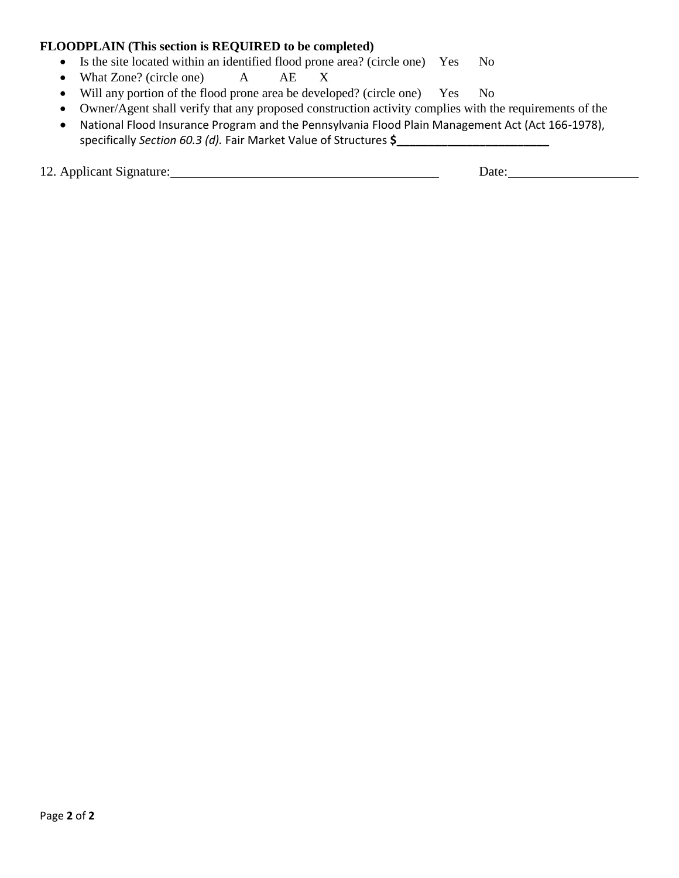**FLOODPLAIN (This section is REQUIRED to be completed)**

- Is the site located within an identified flood prone area? (circle one) Yes No
- What Zone? (circle one) A AE X
- Will any portion of the flood prone area be developed? (circle one) Yes No
- Owner/Agent shall verify that any proposed construction activity complies with the requirements of the
- National Flood Insurance Program and the Pennsylvania Flood Plain Management Act (Act 166-1978), specifically *Section 60.3 (d).* Fair Market Value of Structures **$________________________**

12. Applicant Signature:________________________________________ Date:___________________